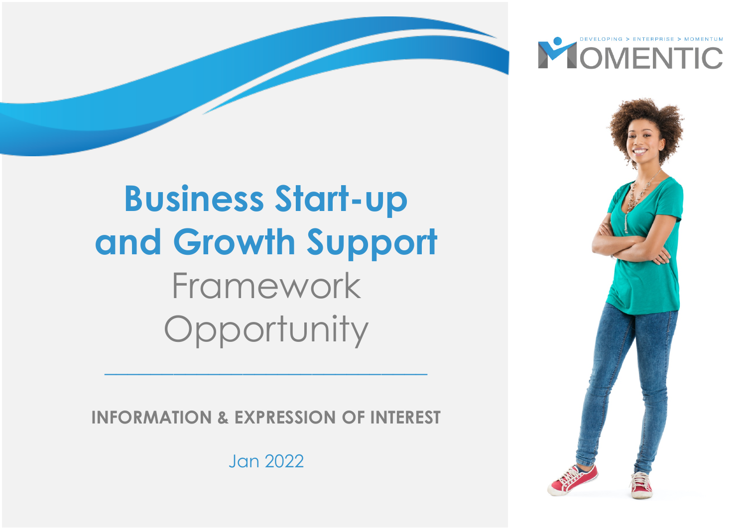MOMENTIC

DEVELOPING > ENTERPRISE > MOMENTUM

# Business Start-up and Growth Support Framework Opportunity

**INFORMATION & EXPRESSION OF INTEREST**

Jan 2022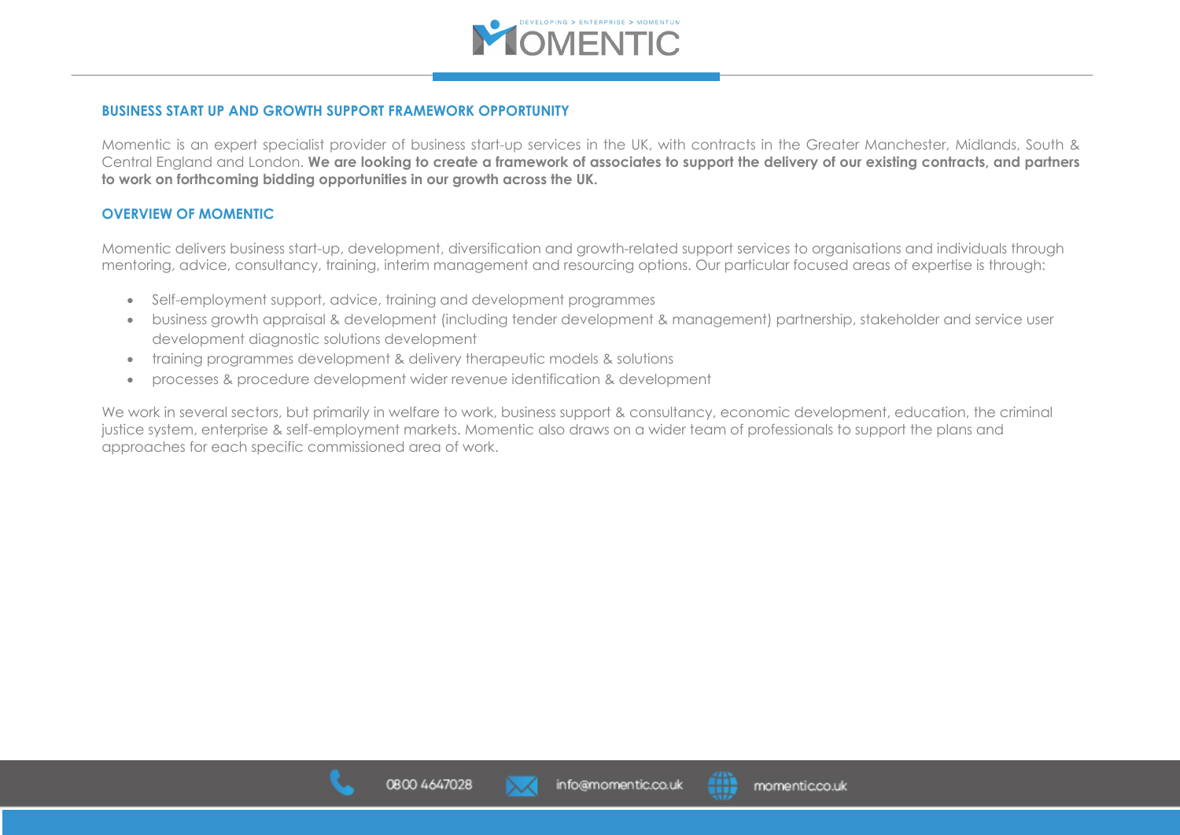## BUSINESS START UP AND GROWTH SUPPORT FRAMEWORK OPPORTUNITY

Momentic is an expert specialist provider of business start-up services in the UK, with contracts in the Greater Manchester, Midlands, South & Central England and London. **We are looking to create a framework of associates to support the delivery of our existing contracts, and partners to work on forthcoming bidding opportunities in our growth across the UK.**

## OVERVIEW OF MOMENTIC

Momentic delivers business start-up, development, diversification and growth-related support services to organisations and individuals through mentoring, advice, consultancy, training, interim management and resourcing options. Our particular focused areas of expertise is through:

- Self-employment support, advice, training and development programmes
- business growth appraisal & development (including tender development & management) partnership, stakeholder and service user development diagnostic solutions development
- training programmes development & delivery therapeutic models & solutions
- processes & procedure development wider revenue identification & development

We work in several sectors, but primarily in welfare to work, business support & consultancy, economic development, education, the criminal justice system, enterprise & self-employment markets. Momentic also draws on a wider team of professionals to support the plans and approaches for each specific commissioned area of work.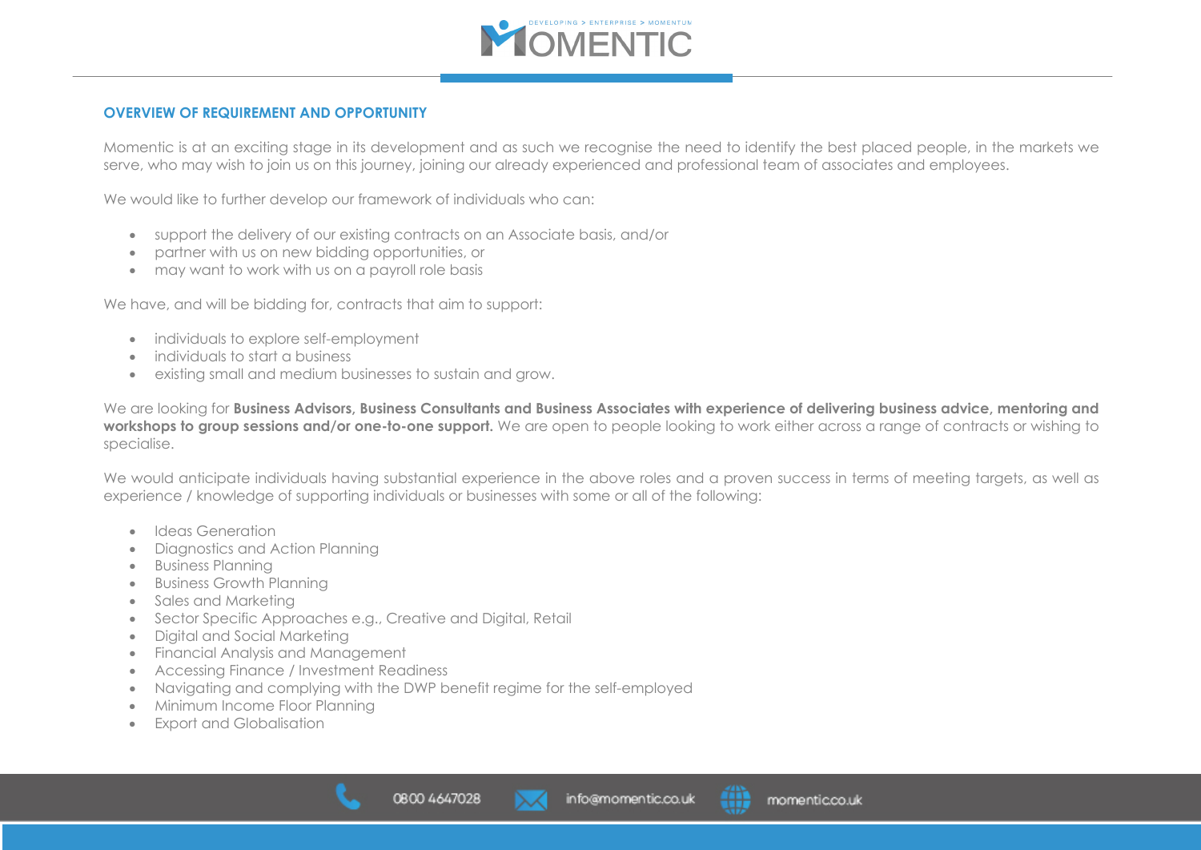## OVERVIEW OF REQUIREMENT AND OPPORTUNITY

Momentic is at an exciting stage in its development and as such we recognise the need to identify the best placed people, in the markets we serve, who may wish to join us on this journey, joining our already experienced and professional team of associates and employees.

We would like to further develop our framework of individuals who can:

- support the delivery of our existing contracts on an Associate basis, and/or
- partner with us on new bidding opportunities, or
- may want to work with us on a payroll role basis

We have, and will be bidding for, contracts that aim to support:

- individuals to explore self-employment
- individuals to start a business
- existing small and medium businesses to sustain and grow.

We are looking for **Business Advisors, Business Consultants and Business Associates with experience of delivering business advice, mentoring and workshops to group sessions and/or one-to-one support.** We are open to people looking to work either across a range of contracts or wishing to specialise.

We would anticipate individuals having substantial experience in the above roles and a proven success in terms of meeting targets, as well as experience / knowledge of supporting individuals or businesses with some or all of the following:

- Ideas Generation
- Diagnostics and Action Planning
- Business Planning
- Business Growth Planning
- Sales and Marketing
- Sector Specific Approaches e.g., Creative and Digital, Retail
- Digital and Social Marketing
- Financial Analysis and Management
- Accessing Finance / Investment Readiness
- Navigating and complying with the DWP benefit regime for the self-employed
- Minimum Income Floor Planning
- Export and Globalisation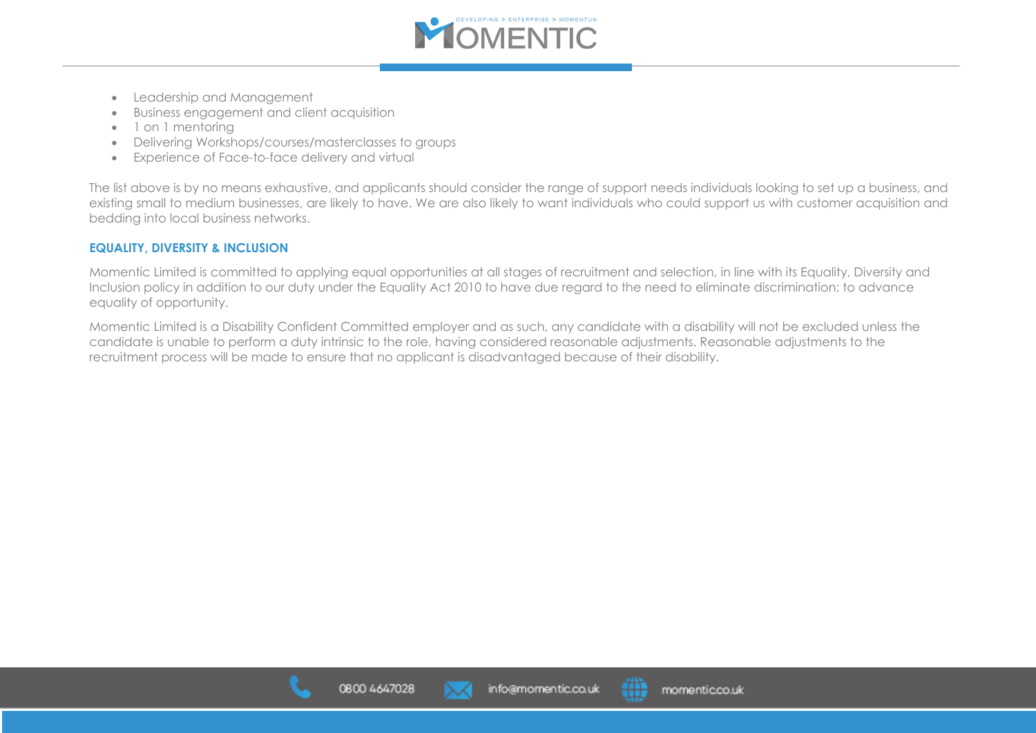- Leadership and Management
- Business engagement and client acquisition
- 1 on 1 mentoring
- Delivering Workshops/courses/masterclasses to groups
- Experience of Face-to-face delivery and virtual

The list above is by no means exhaustive, and applicants should consider the range of support needs individuals looking to set up a business, and existing small to medium businesses, are likely to have. We are also likely to want individuals who could support us with customer acquisition and bedding into local business networks.

## EQUALITY, DIVERSITY & INCLUSION

Momentic Limited is committed to applying equal opportunities at all stages of recruitment and selection, in line with its Equality, Diversity and Inclusion policy in addition to our duty under the Equality Act 2010 to have due regard to the need to eliminate discrimination; to advance equality of opportunity.

Momentic Limited is a Disability Confident Committed employer and as such, any candidate with a disability will not be excluded unless the candidate is unable to perform a duty intrinsic to the role, having considered reasonable adjustments. Reasonable adjustments to the recruitment process will be made to ensure that no applicant is disadvantaged because of their disability.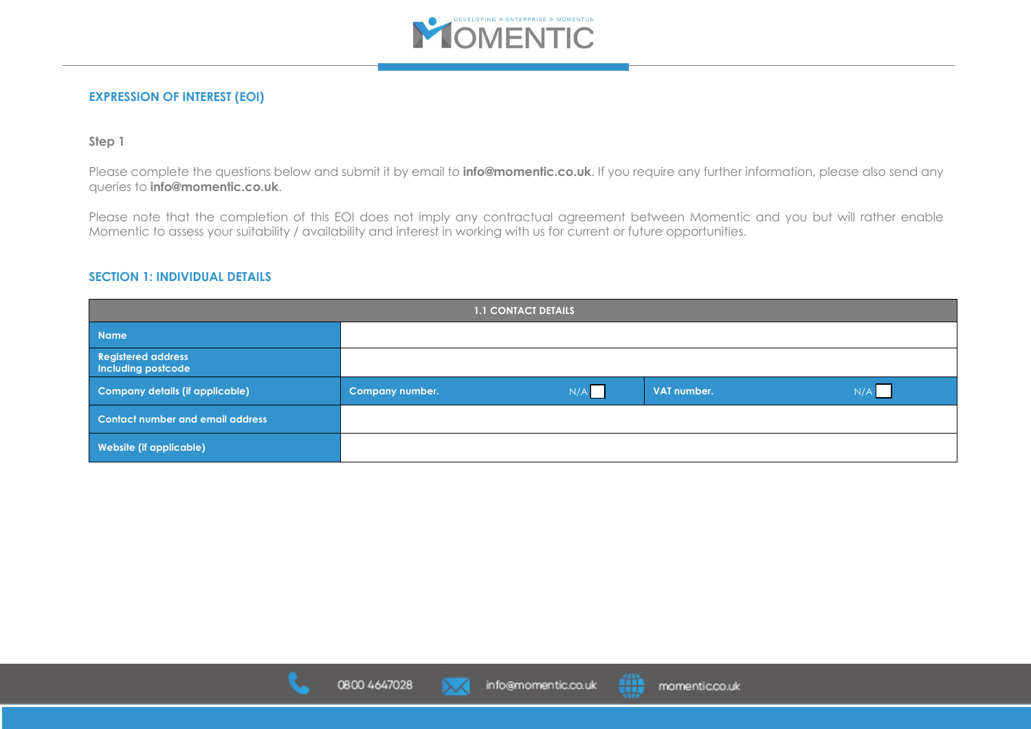## EXPRESSION OF INTEREST (EOI)

### Step 1

Please complete the questions below and submit it by email to **info@momentic.co.uk**. If you require any further information, please also send any queries to **info@momentic.co.uk**.

Please note that the completion of this EOI does not imply any contractual agreement between Momentic and you but will rather enable Momentic to assess your suitability / availability and interest in working with us for current or future opportunities.

## SECTION 1: INDIVIDUAL DETAILS

| 1.1 CONTACT DETAILS | | |
|---|---|---|
| **Name** | | |
| **Registered address Including postcode** | | |
| **Company details (if applicable)** | **Company number.** N/A ☐ | **VAT number.** N/A ☐ |
| **Contact number and email address** | | |
| **Website (if applicable)** | | |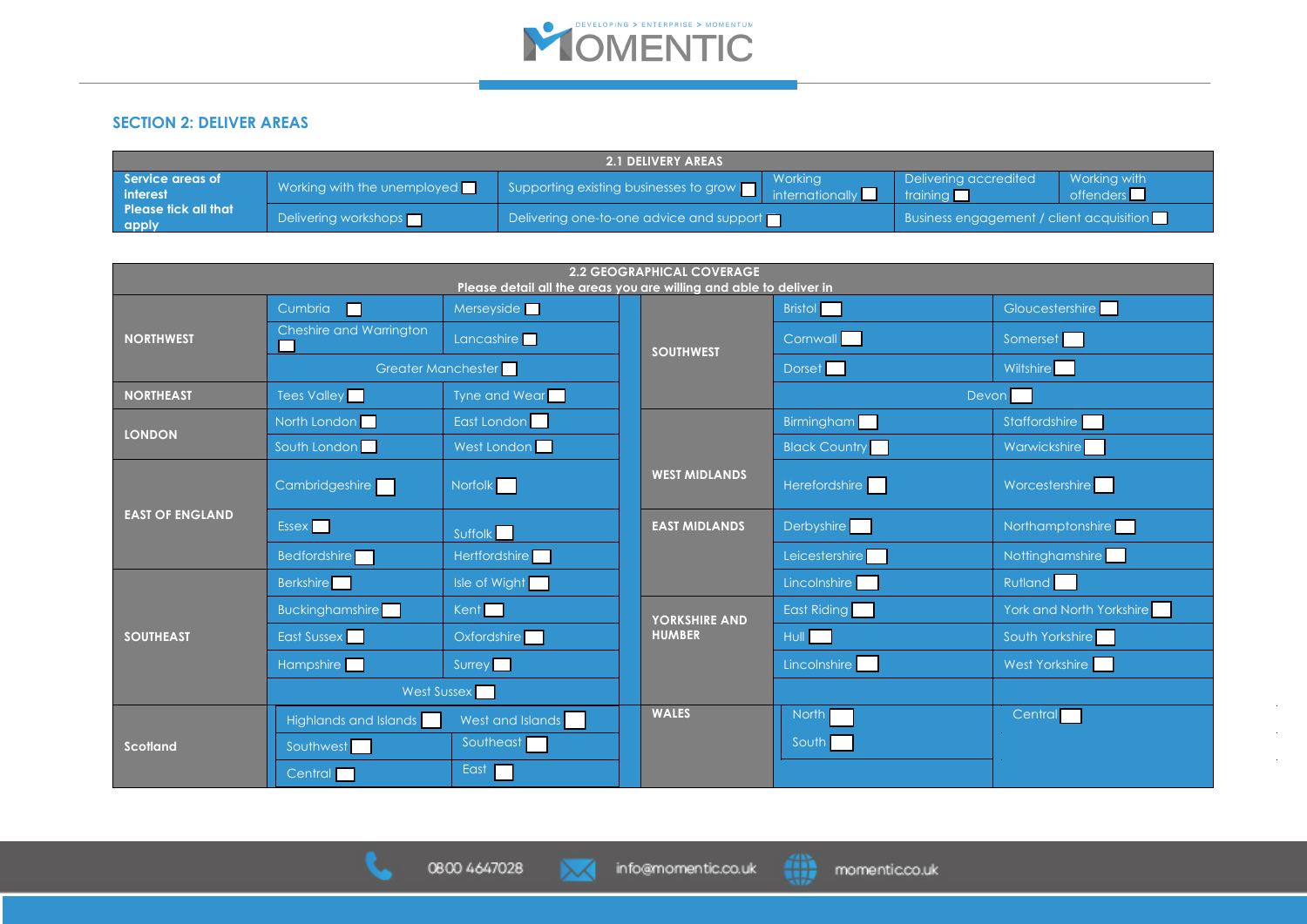## SECTION 2: DELIVER AREAS

| 2.1 DELIVERY AREAS | | | | | |
|---|---|---|---|---|---|
| **Service areas of interest** **Please tick all that apply** | Working with the unemployed ☐ | Supporting existing businesses to grow ☐ | Working internationally ☐ | Delivering accredited training ☐ | Working with offenders ☐ |
| | Delivering workshops ☐ | Delivering one-to-one advice and support ☐ | | Business engagement / client acquisition ☐ | |

| 2.2 GEOGRAPHICAL COVERAGE Please detail all the areas you are willing and able to deliver in | | | | | |
|---|---|---|---|---|---|
| **NORTHWEST** | Cumbria ☐ | Merseyside ☐ | **SOUTHWEST** | Bristol ☐ | Gloucestershire ☐ |
| | Cheshire and Warrington ☐ | Lancashire ☐ | | Cornwall ☐ | Somerset ☐ |
| | Greater Manchester ☐ | | | Dorset ☐ | Wiltshire ☐ |
| **NORTHEAST** | Tees Valley ☐ | Tyne and Wear ☐ | | Devon ☐ | |
| **LONDON** | North London ☐ | East London ☐ | **WEST MIDLANDS** | Birmingham ☐ | Staffordshire ☐ |
| | South London ☐ | West London ☐ | | Black Country ☐ | Warwickshire ☐ |
| **EAST OF ENGLAND** | Cambridgeshire ☐ | Norfolk ☐ | | Herefordshire ☐ | Worcestershire ☐ |
| | Essex ☐ | Suffolk ☐ | **EAST MIDLANDS** | Derbyshire ☐ | Northamptonshire ☐ |
| | Bedfordshire ☐ | Hertfordshire ☐ | | Leicestershire ☐ | Nottinghamshire ☐ |
| **SOUTHEAST** | Berkshire ☐ | Isle of Wight ☐ | | Lincolnshire ☐ | Rutland ☐ |
| | Buckinghamshire ☐ | Kent ☐ | **YORKSHIRE AND HUMBER** | East Riding ☐ | York and North Yorkshire ☐ |
| | East Sussex ☐ | Oxfordshire ☐ | | Hull ☐ | South Yorkshire ☐ |
| | Hampshire ☐ | Surrey ☐ | | Lincolnshire ☐ | West Yorkshire ☐ |
| | West Sussex ☐ | | | | |
| **Scotland** | Highlands and Islands ☐ | West and Islands ☐ | **WALES** | North ☐ | Central ☐ |
| | Southwest ☐ | Southeast ☐ | | South ☐ | |
| | Central ☐ | East ☐ | | | |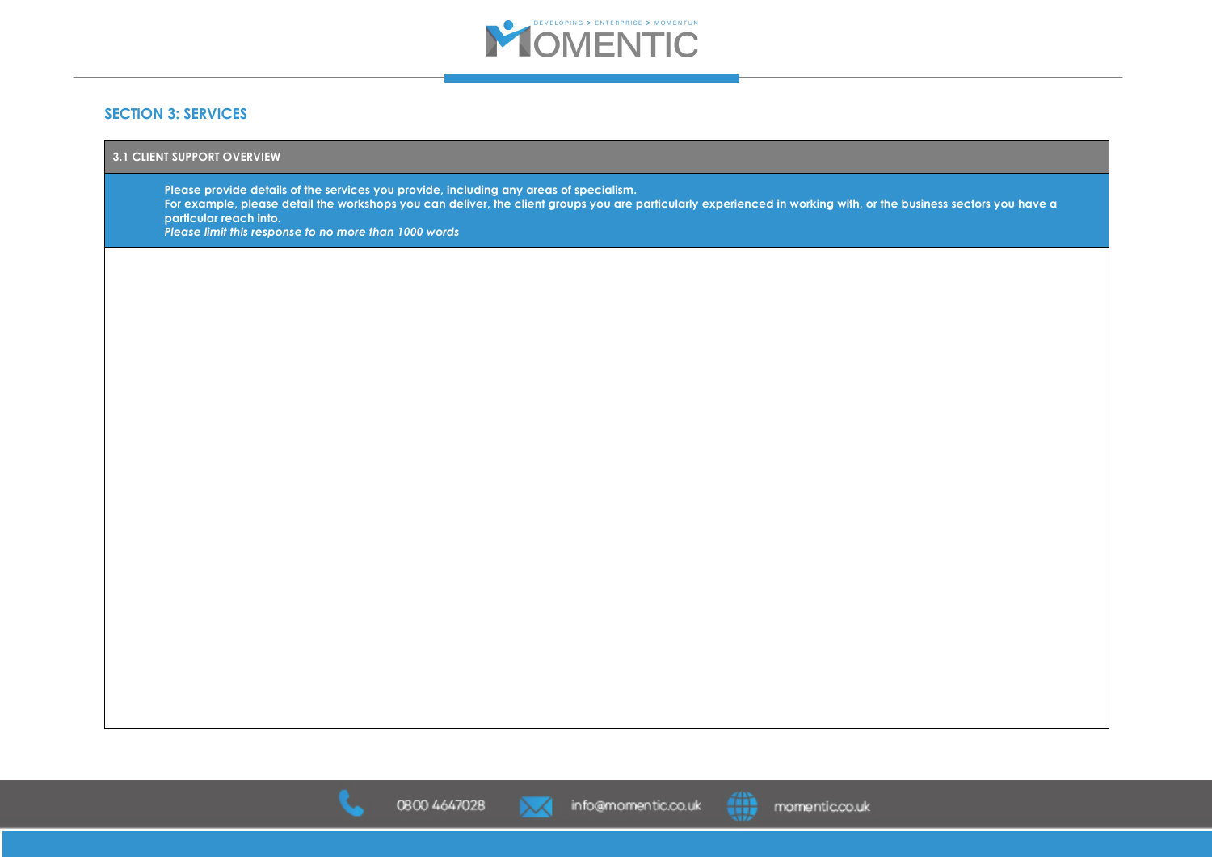## SECTION 3: SERVICES

| 3.1 CLIENT SUPPORT OVERVIEW |
|---|
| **Please provide details of the services you provide, including any areas of specialism.**<br>**For example, please detail the workshops you can deliver, the client groups you are particularly experienced in working with, or the business sectors you have a particular reach into.**<br>***Please limit this response to no more than 1000 words*** |
| |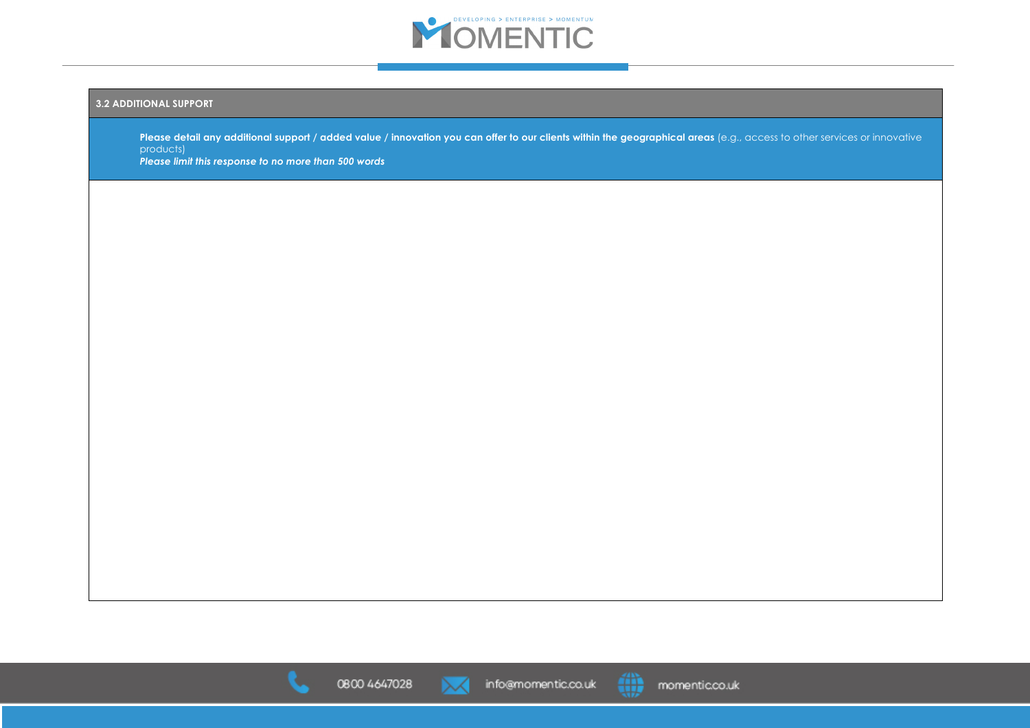| 3.2 ADDITIONAL SUPPORT |
| --- |
| **Please detail any additional support / added value / innovation you can offer to our clients within the geographical areas** (e.g., access to other services or innovative products)<br>***Please limit this response to no more than 500 words*** |
| |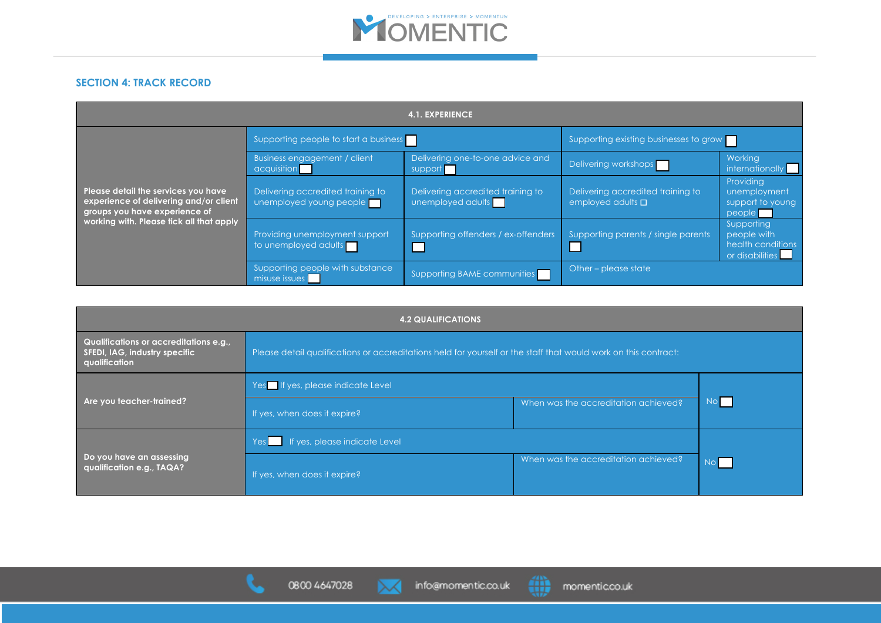## SECTION 4: TRACK RECORD

| 4.1. EXPERIENCE | | | | |
|---|---|---|---|---|
| Please detail the services you have experience of delivering and/or client groups you have experience of working with. Please tick all that apply | Supporting people to start a business ☐ | | Supporting existing businesses to grow ☐ | |
| | Business engagement / client acquisition ☐ | Delivering one-to-one advice and support ☐ | Delivering workshops ☐ | Working internationally ☐ |
| | Delivering accredited training to unemployed young people ☐ | Delivering accredited training to unemployed adults ☐ | Delivering accredited training to employed adults ☐ | Providing unemployment support to young people ☐ |
| | Providing unemployment support to unemployed adults ☐ | Supporting offenders / ex-offenders ☐ | Supporting parents / single parents ☐ | Supporting people with health conditions or disabilities ☐ |
| | Supporting people with substance misuse issues ☐ | Supporting BAME communities ☐ | Other – please state | |

| 4.2 QUALIFICATIONS | | | |
|---|---|---|---|
| Qualifications or accreditations e.g., SFEDI, IAG, industry specific qualification | Please detail qualifications or accreditations held for yourself or the staff that would work on this contract: | | |
| Are you teacher-trained? | Yes ☐ If yes, please indicate Level | | No ☐ |
| | If yes, when does it expire? | When was the accreditation achieved? | |
| Do you have an assessing qualification e.g., TAQA? | Yes ☐ If yes, please indicate Level | | No ☐ |
| | If yes, when does it expire? | When was the accreditation achieved? | |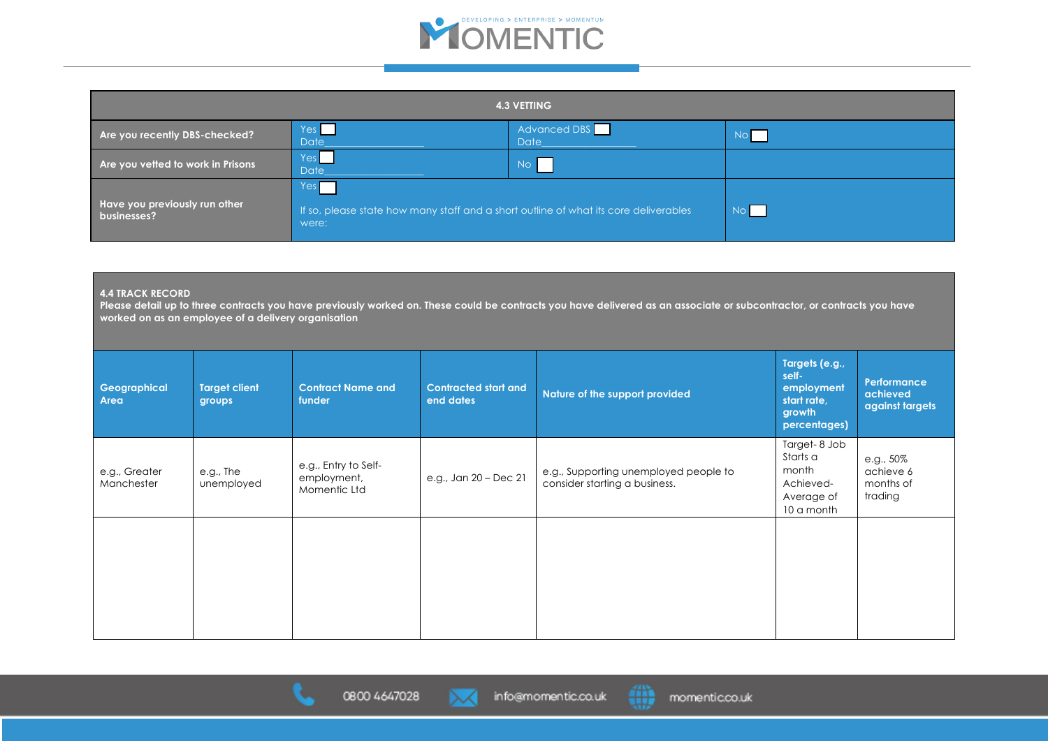| 4.3 VETTING | | | |
|---|---|---|---|
| **Are you recently DBS-checked?** | Yes ☐ Date__________________ | Advanced DBS ☐ Date__________________ | No ☐ |
| **Are you vetted to work in Prisons** | Yes ☐ Date__________________ | No ☐ | |
| **Have you previously run other businesses?** | Yes ☐ If so, please state how many staff and a short outline of what its core deliverables were: | | No ☐ |

**4.4 TRACK RECORD**
**Please detail up to three contracts you have previously worked on. These could be contracts you have delivered as an associate or subcontractor, or contracts you have worked on as an employee of a delivery organisation**

| Geographical Area | Target client groups | Contract Name and funder | Contracted start and end dates | Nature of the support provided | Targets (e.g., self-employment start rate, growth percentages) | Performance achieved against targets |
|---|---|---|---|---|---|---|
| e.g., Greater Manchester | e.g., The unemployed | e.g., Entry to Self-employment, Momentic Ltd | e.g., Jan 20 – Dec 21 | e.g., Supporting unemployed people to consider starting a business. | Target- 8 Job Starts a month Achieved- Average of 10 a month | e.g., 50% achieve 6 months of trading |
| | | | | | | |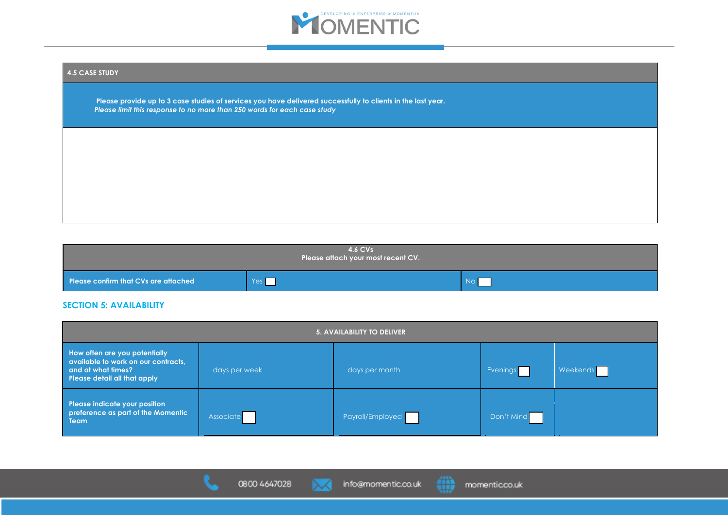| 4.5 CASE STUDY |
|---|
| **Please provide up to 3 case studies of services you have delivered successfully to clients in the last year.** *Please limit this response to no more than 250 words for each case study* |
| |

| 4.6 CVs Please attach your most recent CV. | | |
|---|---|---|
| **Please confirm that CVs are attached** | Yes ☐ | No ☐ |

## SECTION 5: AVAILABILITY

| 5. AVAILABILITY TO DELIVER | | | | |
|---|---|---|---|---|
| **How often are you potentially available to work on our contracts, and at what times? Please detail all that apply** | days per week | days per month | Evenings ☐ | Weekends ☐ |
| **Please indicate your position preference as part of the Momentic Team** | Associate ☐ | Payroll/Employed ☐ | Don't Mind ☐ | |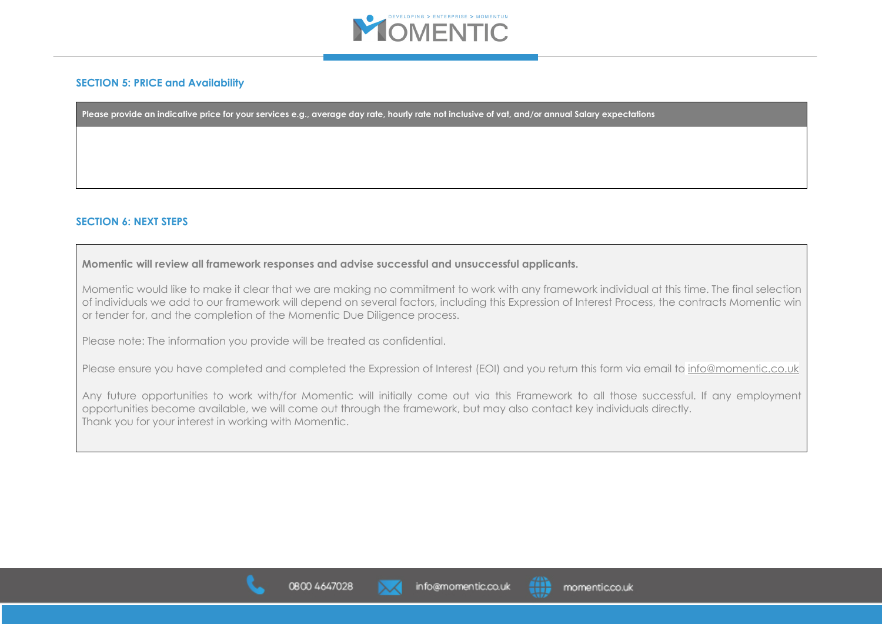## SECTION 5: PRICE and Availability

| Please provide an indicative price for your services e.g., average day rate, hourly rate not inclusive of vat, and/or annual Salary expectations |
|---|
| |

## SECTION 6: NEXT STEPS

**Momentic will review all framework responses and advise successful and unsuccessful applicants.**

Momentic would like to make it clear that we are making no commitment to work with any framework individual at this time. The final selection of individuals we add to our framework will depend on several factors, including this Expression of Interest Process, the contracts Momentic win or tender for, and the completion of the Momentic Due Diligence process.

Please note: The information you provide will be treated as confidential.

Please ensure you have completed and completed the Expression of Interest (EOI) and you return this form via email to info@momentic.co.uk

Any future opportunities to work with/for Momentic will initially come out via this Framework to all those successful. If any employment opportunities become available, we will come out through the framework, but may also contact key individuals directly.
Thank you for your interest in working with Momentic.